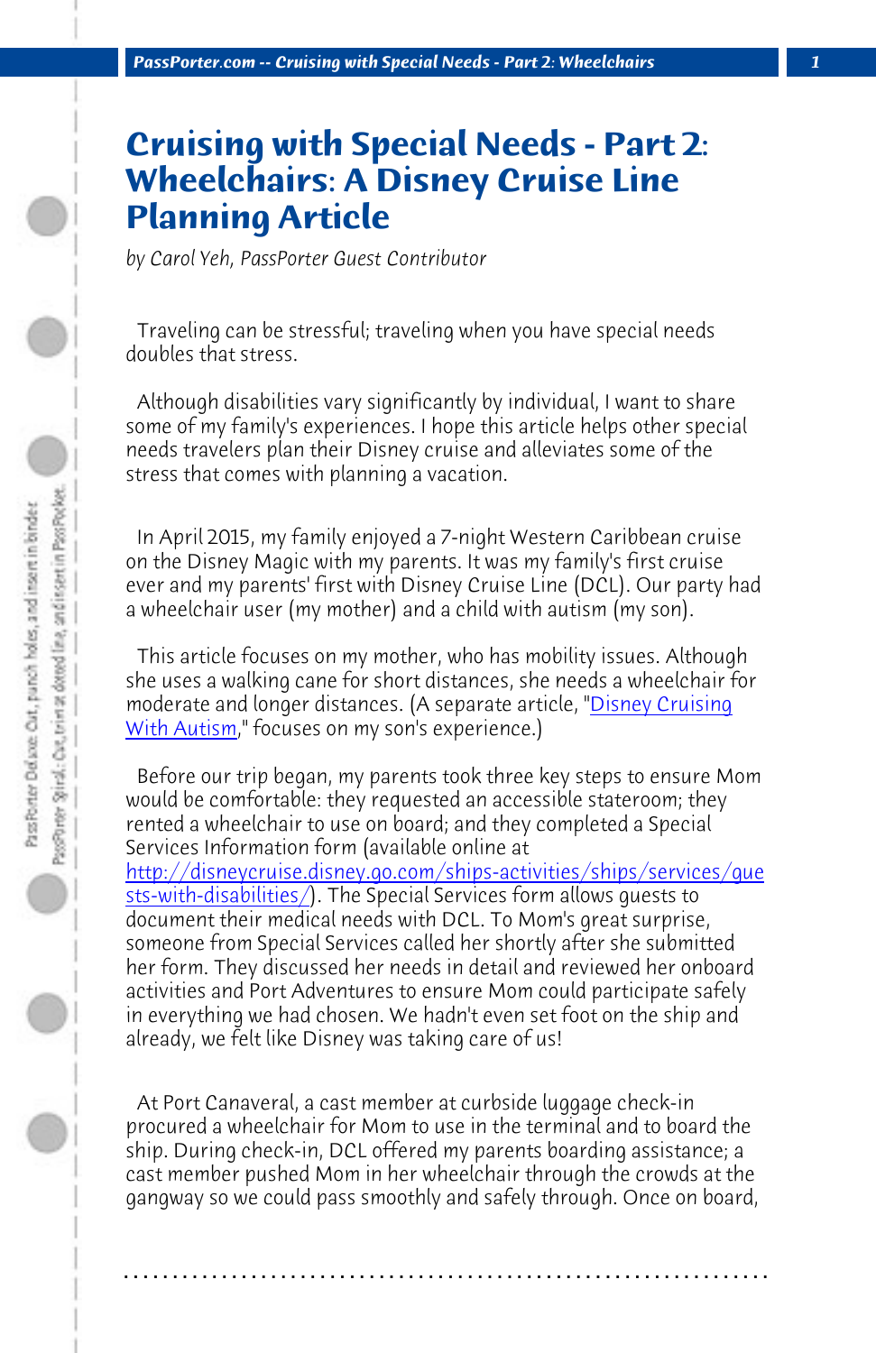# Cruising with Special Needs - Part 2: Wheelchairs: A Disney Cruise Line Planning Article

*by Carol Yeh, PassPorter Guest Contributor*

Traveling can be stressful; traveling when you have special needs doubles that stress.

Although disabilities vary significantly by individual, I want to share some of my family's experiences. I hope this article helps other special needs travelers plan their Disney cruise and alleviates some of the stress that comes with planning a vacation.

In April 2015, my family enjoyed a 7-night Western Caribbean cruise on the Disney Magic with my parents. It was my family's first cruise ever and my parents' first with Disney Cruise Line (DCL). Our party had a wheelchair user (my mother) and a child with autism (my son).

This article focuses on my mother, who has mobility issues. Although she uses a walking cane for short distances, she needs a wheelchair for moderate and longer distances. (A separate article, "Disney Cruising With Autism," focuses on my son's experience.)

Before our trip began, my parents took three key steps to ensure Mom would be comfortable: they requested an accessible stateroom; they rented a wheelchair to use on board; and they completed a Special Services Information form (available online at http://disneycruise.disney.go.com/ships-activities/ships/services/guests-with-disabilities/). The Special Services form allows guests to document their medical needs with DCL. To Mom's great surprise, someone from Special Services called her shortly after she submitted her form. They discussed her needs in detail and reviewed her onboard activities and Port Adventures to ensure Mom could participate safely in everything we had chosen. We hadn't even set foot on the ship and already, we felt like Disney was taking care of us!

At Port Canaveral, a cast member at curbside luggage check-in procured a wheelchair for Mom to use in the terminal and to board the ship. During check-in, DCL offered my parents boarding assistance; a cast member pushed Mom in her wheelchair through the crowds at the gangway so we could pass smoothly and safely through. Once on board,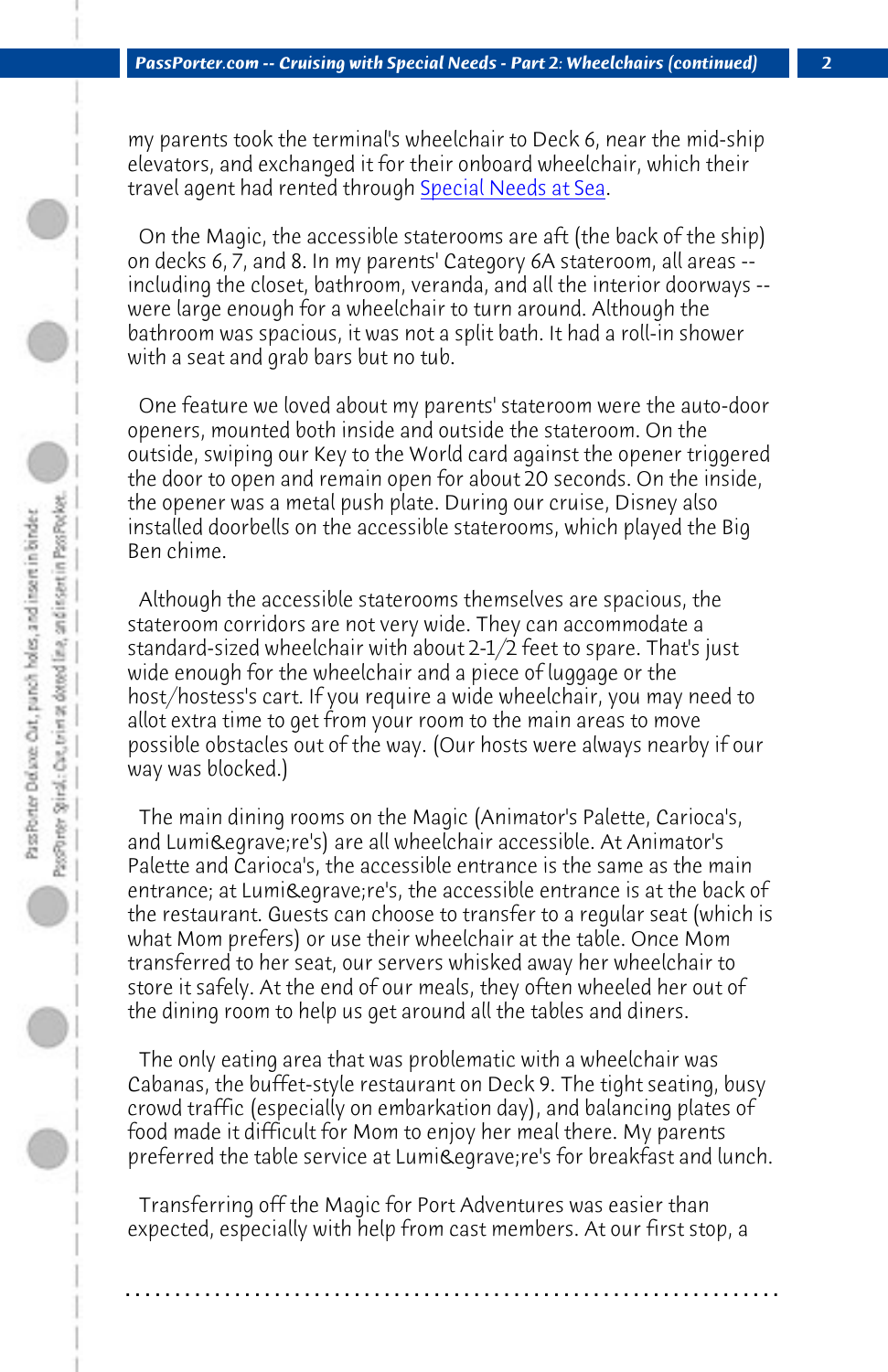my parents took the terminal's wheelchair to Deck 6, near the mid-ship elevators, and exchanged it for their onboard wheelchair, which their travel agent had rented through Special Needs at Sea.

On the Magic, the accessible staterooms are aft (the back of the ship) on decks 6, 7, and 8. In my parents' Category 6A stateroom, all areas -- including the closet, bathroom, veranda, and all the interior doorways -- were large enough for a wheelchair to turn around. Although the bathroom was spacious, it was not a split bath. It had a roll-in shower with a seat and grab bars but no tub.

One feature we loved about my parents' stateroom were the auto-door openers, mounted both inside and outside the stateroom. On the outside, swiping our Key to the World card against the opener triggered the door to open and remain open for about 20 seconds. On the inside, the opener was a metal push plate. During our cruise, Disney also installed doorbells on the accessible staterooms, which played the Big Ben chime.

Although the accessible staterooms themselves are spacious, the stateroom corridors are not very wide. They can accommodate a standard-sized wheelchair with about 2-1/2 feet to spare. That's just wide enough for the wheelchair and a piece of luggage or the host/hostess's cart. If you require a wide wheelchair, you may need to allot extra time to get from your room to the main areas to move possible obstacles out of the way. (Our hosts were always nearby if our way was blocked.)

The main dining rooms on the Magic (Animator's Palette, Carioca's, and Lumi&egrave;re's) are all wheelchair accessible. At Animator's Palette and Carioca's, the accessible entrance is the same as the main entrance; at Lumi&egrave;re's, the accessible entrance is at the back of the restaurant. Guests can choose to transfer to a regular seat (which is what Mom prefers) or use their wheelchair at the table. Once Mom transferred to her seat, our servers whisked away her wheelchair to store it safely. At the end of our meals, they often wheeled her out of the dining room to help us get around all the tables and diners.

The only eating area that was problematic with a wheelchair was Cabanas, the buffet-style restaurant on Deck 9. The tight seating, busy crowd traffic (especially on embarkation day), and balancing plates of food made it difficult for Mom to enjoy her meal there. My parents preferred the table service at Lumi&egrave;re's for breakfast and lunch.

Transferring off the Magic for Port Adventures was easier than expected, especially with help from cast members. At our first stop, a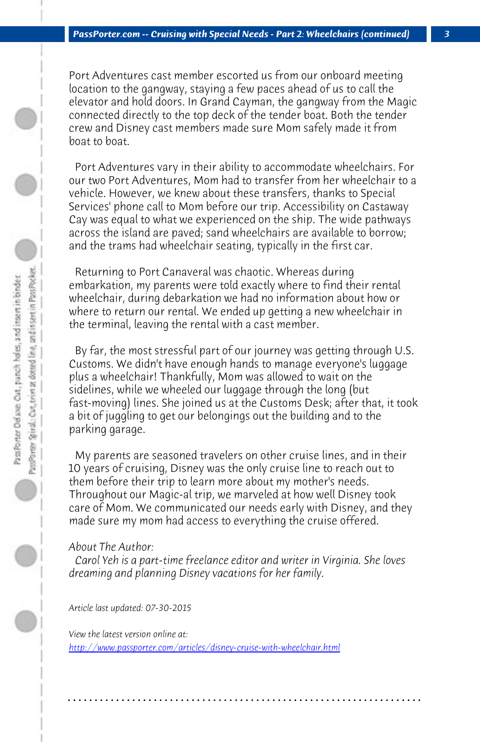Port Adventures cast member escorted us from our onboard meeting location to the gangway, staying a few paces ahead of us to call the elevator and hold doors. In Grand Cayman, the gangway from the Magic connected directly to the top deck of the tender boat. Both the tender crew and Disney cast members made sure Mom safely made it from boat to boat.

Port Adventures vary in their ability to accommodate wheelchairs. For our two Port Adventures, Mom had to transfer from her wheelchair to a vehicle. However, we knew about these transfers, thanks to Special Services' phone call to Mom before our trip. Accessibility on Castaway Cay was equal to what we experienced on the ship. The wide pathways across the island are paved; sand wheelchairs are available to borrow; and the trams had wheelchair seating, typically in the first car.

Returning to Port Canaveral was chaotic. Whereas during embarkation, my parents were told exactly where to find their rental wheelchair, during debarkation we had no information about how or where to return our rental. We ended up getting a new wheelchair in the terminal, leaving the rental with a cast member.

By far, the most stressful part of our journey was getting through U.S. Customs. We didn't have enough hands to manage everyone's luggage plus a wheelchair! Thankfully, Mom was allowed to wait on the sidelines, while we wheeled our luggage through the long (but fast-moving) lines. She joined us at the Customs Desk; after that, it took a bit of juggling to get our belongings out the building and to the parking garage.

My parents are seasoned travelers on other cruise lines, and in their 10 years of cruising, Disney was the only cruise line to reach out to them before their trip to learn more about my mother's needs. Throughout our Magic-al trip, we marveled at how well Disney took care of Mom. We communicated our needs early with Disney, and they made sure my mom had access to everything the cruise offered.

*About The Author:*

*Carol Yeh is a part-time freelance editor and writer in Virginia. She loves dreaming and planning Disney vacations for her family.*

*Article last updated: 07-30-2015*

*View the latest version online at:*
[http://www.passporter.com/articles/disney-cruise-with-wheelchair.html](http://www.passporter.com/articles/disney-cruise-with-wheelchair.html)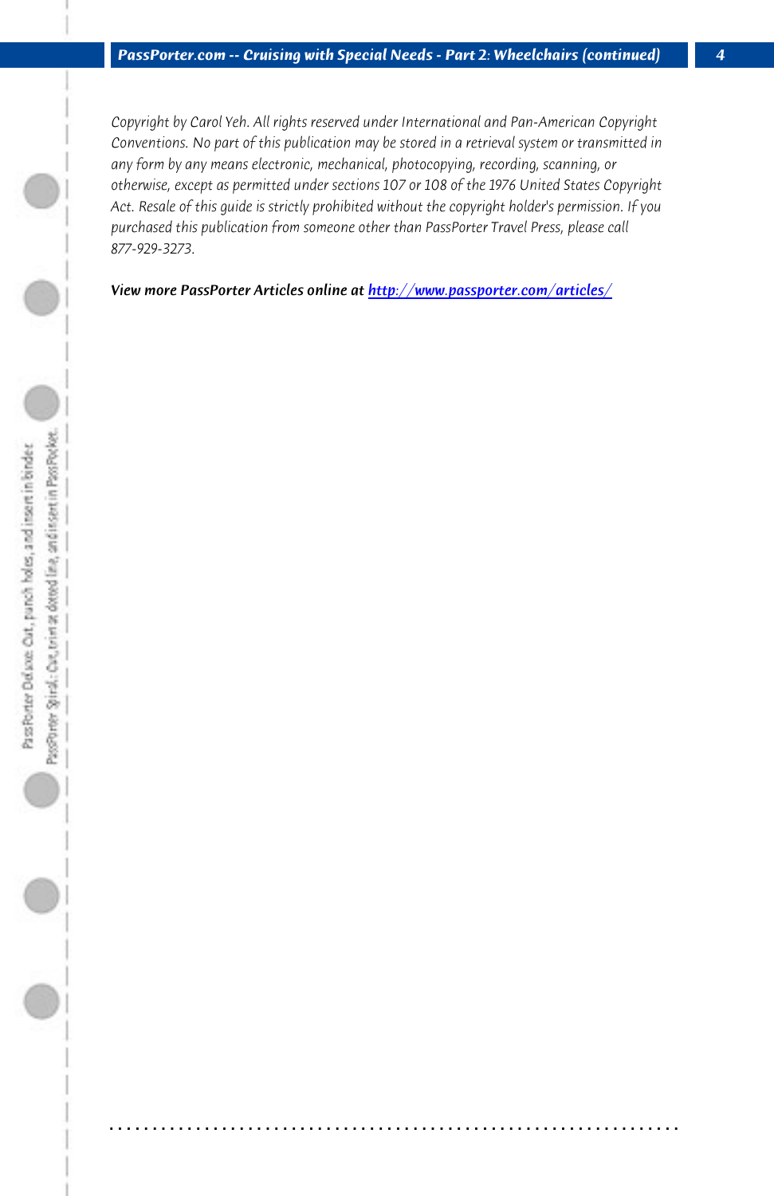*Copyright by Carol Yeh. All rights reserved under International and Pan-American Copyright Conventions. No part of this publication may be stored in a retrieval system or transmitted in any form by any means electronic, mechanical, photocopying, recording, scanning, or otherwise, except as permitted under sections 107 or 108 of the 1976 United States Copyright Act. Resale of this guide is strictly prohibited without the copyright holder's permission. If you purchased this publication from someone other than PassPorter Travel Press, please call 877-929-3273.*

***View more PassPorter Articles online at [http://www.passporter.com/articles/](http://www.passporter.com/articles/)***